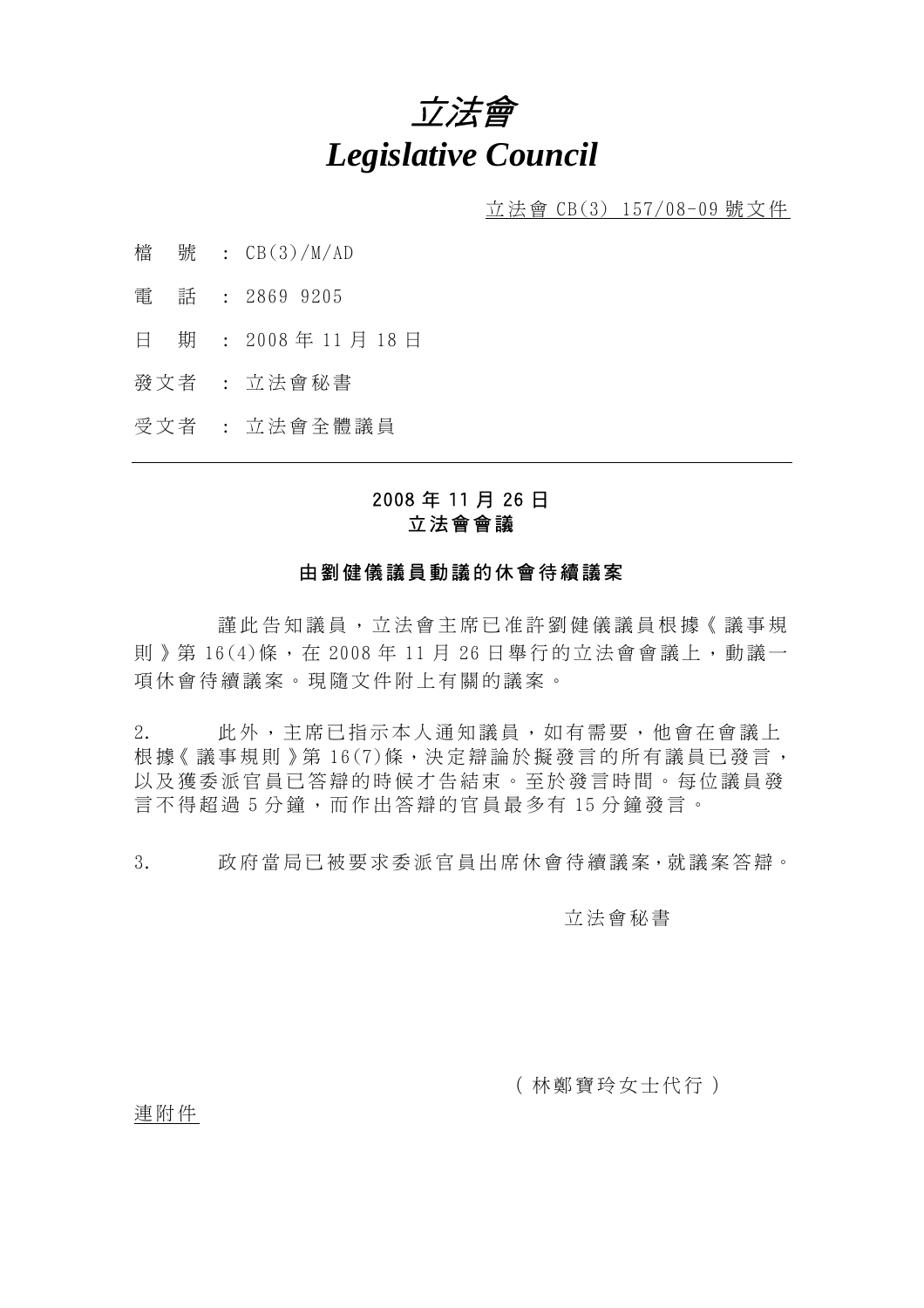# *立法會*
# *Legislative Council*

立法會 CB(3) 157/08-09 號文件

檔　號 ： CB(3)/M/AD

電　話 ： 2869 9205

日　期 ： 2008 年 11 月 18 日

發文者 ： 立法會秘書

受文者 ： 立法會全體議員

---

**2008 年 11 月 26 日**
**立法會會議**

**由劉健儀議員動議的休會待續議案**

謹此告知議員，立法會主席已准許劉健儀議員根據《議事規則》第 16(4)條，在 2008 年 11 月 26 日舉行的立法會會議上，動議一項休會待續議案。現隨文件附上有關的議案。

2. 此外，主席已指示本人通知議員，如有需要，他會在會議上根據《議事規則》第 16(7)條，決定辯論於擬發言的所有議員已發言，以及獲委派官員已答辯的時候才告結束。至於發言時間。每位議員發言不得超過 5 分鐘，而作出答辯的官員最多有 15 分鐘發言。

3. 政府當局已被要求委派官員出席休會待續議案，就議案答辯。

立法會秘書

(林鄭寶玲女士代行)

連附件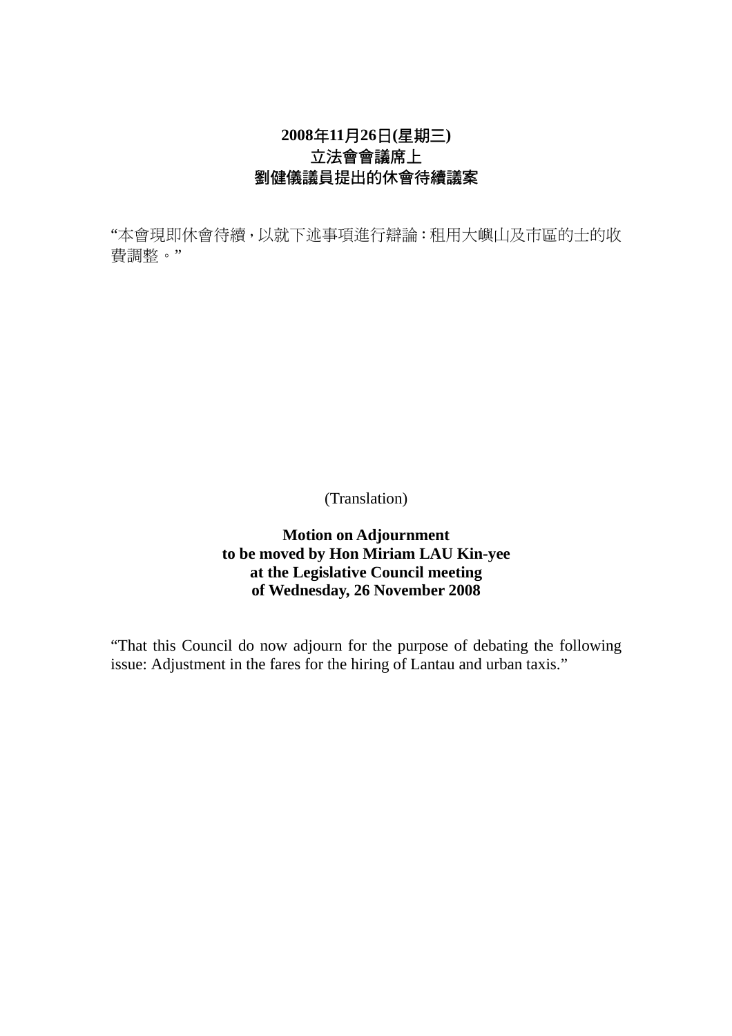**2008年11月26日(星期三)**
**立法會會議席上**
**劉健儀議員提出的休會待續議案**

"本會現即休會待續，以就下述事項進行辯論：租用大嶼山及市區的士的收費調整。"

(Translation)

**Motion on Adjournment**
**to be moved by Hon Miriam LAU Kin-yee**
**at the Legislative Council meeting**
**of Wednesday, 26 November 2008**

"That this Council do now adjourn for the purpose of debating the following issue: Adjustment in the fares for the hiring of Lantau and urban taxis."